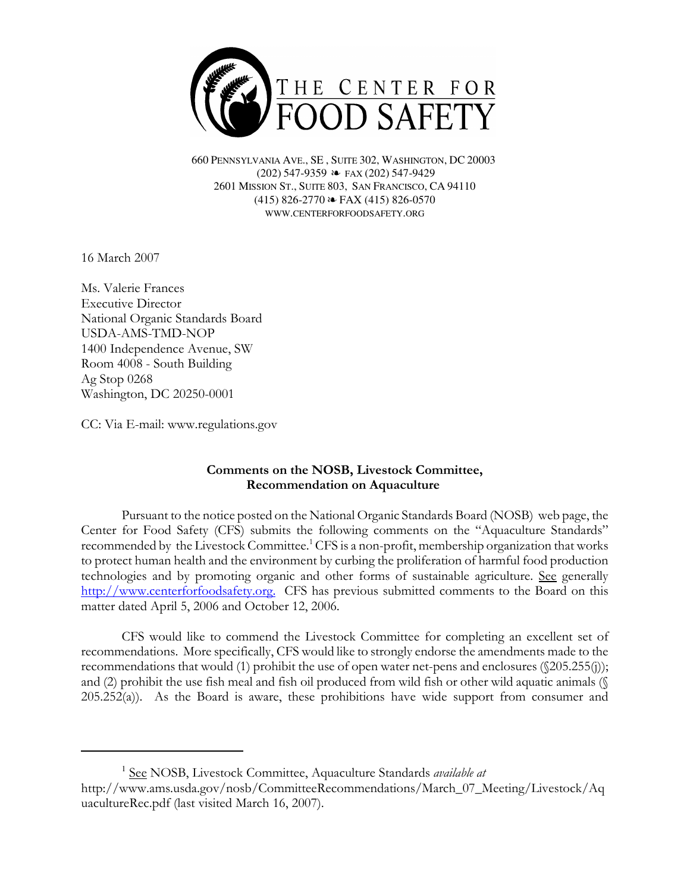THE CENTER FOR FOOD SAFETY

660 PENNSYLVANIA AVE., SE , SUITE 302, WASHINGTON, DC 20003
(202) 547-9359 ❧ FAX (202) 547-9429
2601 MISSION ST., SUITE 803, SAN FRANCISCO, CA 94110
(415) 826-2770 ❧ FAX (415) 826-0570
WWW.CENTERFORFOODSAFETY.ORG

16 March 2007

Ms. Valerie Frances
Executive Director
National Organic Standards Board
USDA-AMS-TMD-NOP
1400 Independence Avenue, SW
Room 4008 - South Building
Ag Stop 0268
Washington, DC 20250-0001

CC: Via E-mail: www.regulations.gov

**Comments on the NOSB, Livestock Committee, Recommendation on Aquaculture**

Pursuant to the notice posted on the National Organic Standards Board (NOSB) web page, the Center for Food Safety (CFS) submits the following comments on the "Aquaculture Standards" recommended by the Livestock Committee.[1] CFS is a non-profit, membership organization that works to protect human health and the environment by curbing the proliferation of harmful food production technologies and by promoting organic and other forms of sustainable agriculture. See generally http://www.centerforfoodsafety.org. CFS has previous submitted comments to the Board on this matter dated April 5, 2006 and October 12, 2006.

CFS would like to commend the Livestock Committee for completing an excellent set of recommendations. More specifically, CFS would like to strongly endorse the amendments made to the recommendations that would (1) prohibit the use of open water net-pens and enclosures (§205.255(j)); and (2) prohibit the use fish meal and fish oil produced from wild fish or other wild aquatic animals (§ 205.252(a)). As the Board is aware, these prohibitions have wide support from consumer and

---

[1] See NOSB, Livestock Committee, Aquaculture Standards *available at* http://www.ams.usda.gov/nosb/CommitteeRecommendations/March_07_Meeting/Livestock/AquacultureRec.pdf (last visited March 16, 2007).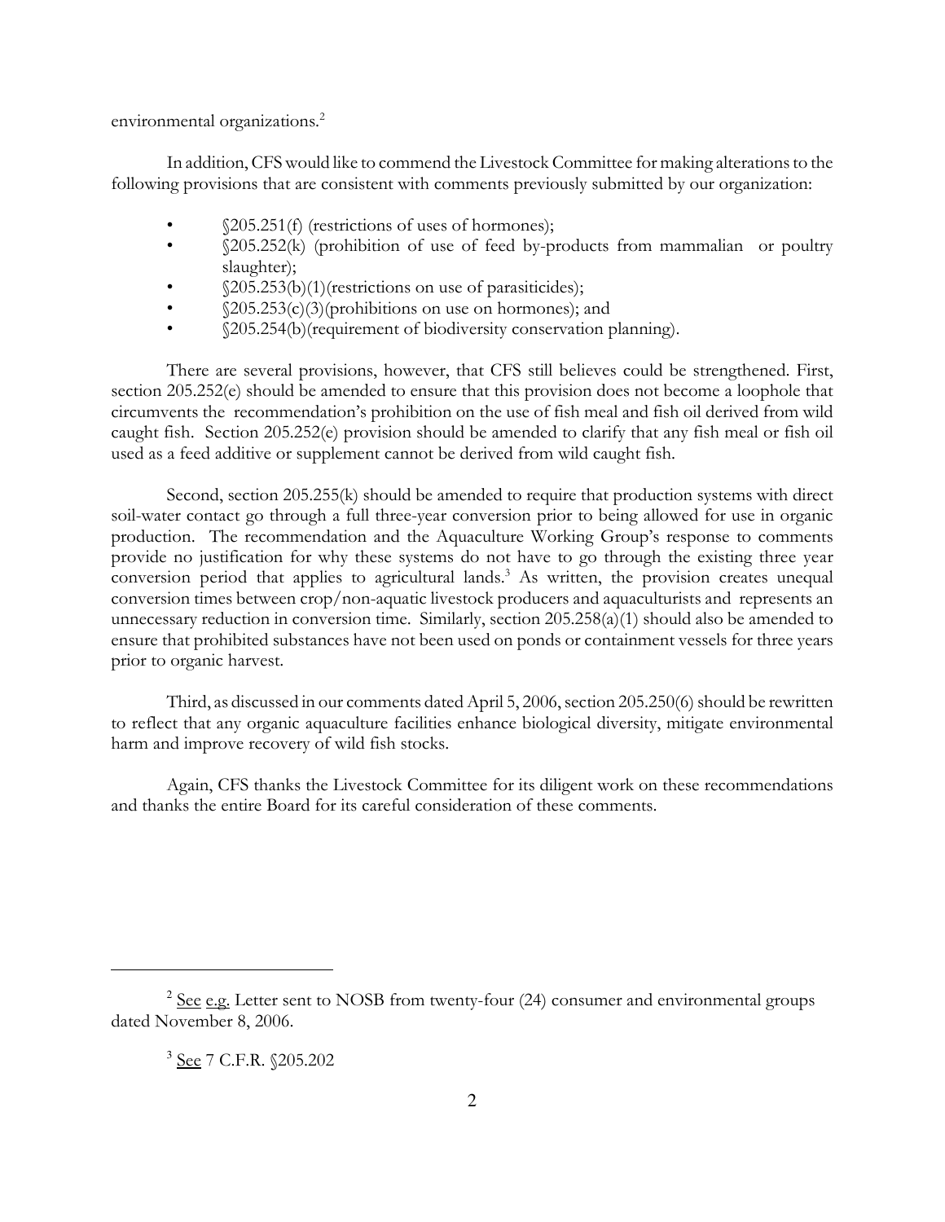environmental organizations.[2]

In addition, CFS would like to commend the Livestock Committee for making alterations to the following provisions that are consistent with comments previously submitted by our organization:

- §205.251(f) (restrictions of uses of hormones);
- §205.252(k) (prohibition of use of feed by-products from mammalian or poultry slaughter);
- §205.253(b)(1)(restrictions on use of parasiticides);
- §205.253(c)(3)(prohibitions on use on hormones); and
- §205.254(b)(requirement of biodiversity conservation planning).

There are several provisions, however, that CFS still believes could be strengthened. First, section 205.252(e) should be amended to ensure that this provision does not become a loophole that circumvents the recommendation's prohibition on the use of fish meal and fish oil derived from wild caught fish. Section 205.252(e) provision should be amended to clarify that any fish meal or fish oil used as a feed additive or supplement cannot be derived from wild caught fish.

Second, section 205.255(k) should be amended to require that production systems with direct soil-water contact go through a full three-year conversion prior to being allowed for use in organic production. The recommendation and the Aquaculture Working Group's response to comments provide no justification for why these systems do not have to go through the existing three year conversion period that applies to agricultural lands.[3] As written, the provision creates unequal conversion times between crop/non-aquatic livestock producers and aquaculturists and represents an unnecessary reduction in conversion time. Similarly, section 205.258(a)(1) should also be amended to ensure that prohibited substances have not been used on ponds or containment vessels for three years prior to organic harvest.

Third, as discussed in our comments dated April 5, 2006, section 205.250(6) should be rewritten to reflect that any organic aquaculture facilities enhance biological diversity, mitigate environmental harm and improve recovery of wild fish stocks.

Again, CFS thanks the Livestock Committee for its diligent work on these recommendations and thanks the entire Board for its careful consideration of these comments.

---

[2] See e.g. Letter sent to NOSB from twenty-four (24) consumer and environmental groups dated November 8, 2006.

[3] See 7 C.F.R. §205.202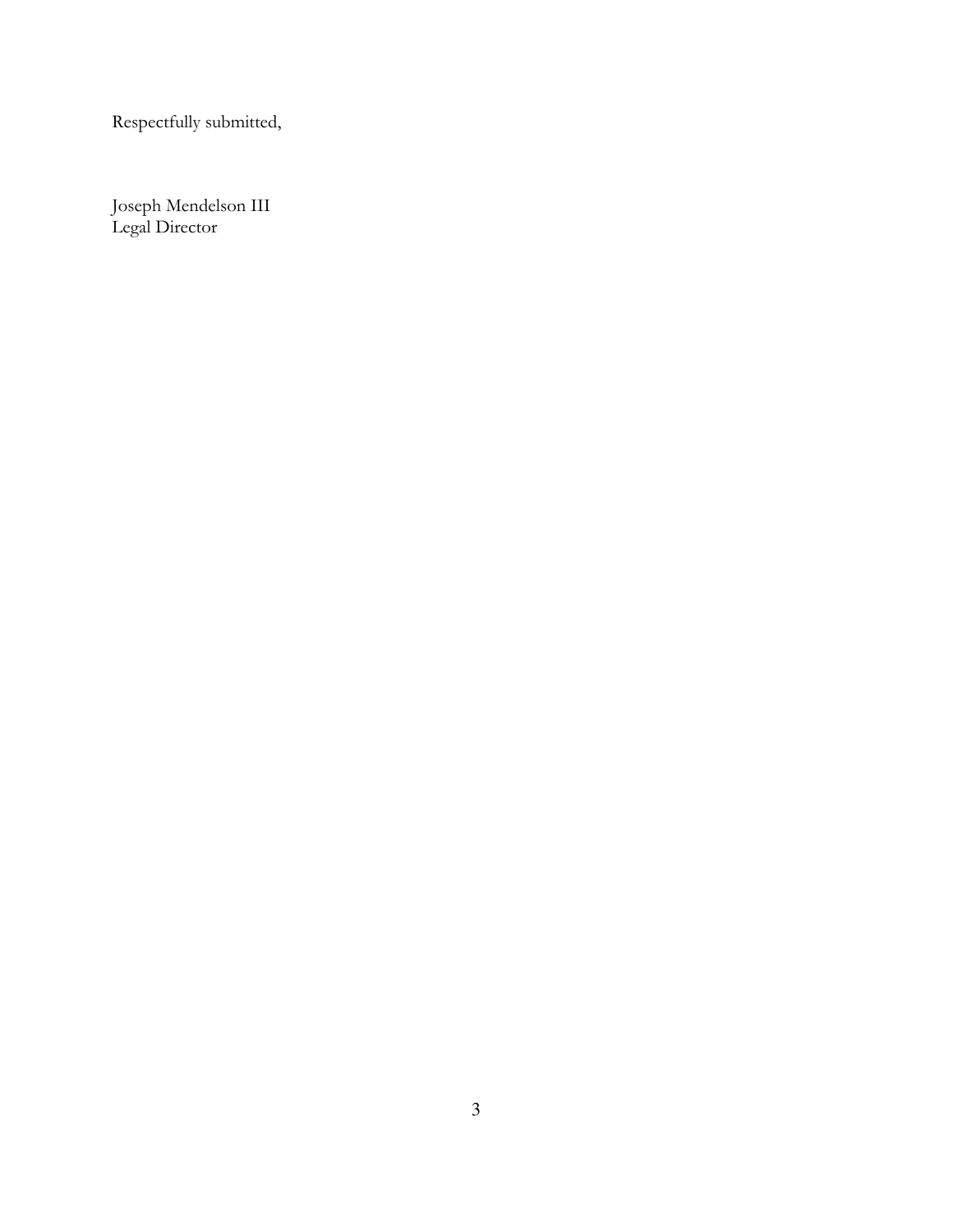Respectfully submitted,

Joseph Mendelson III
Legal Director